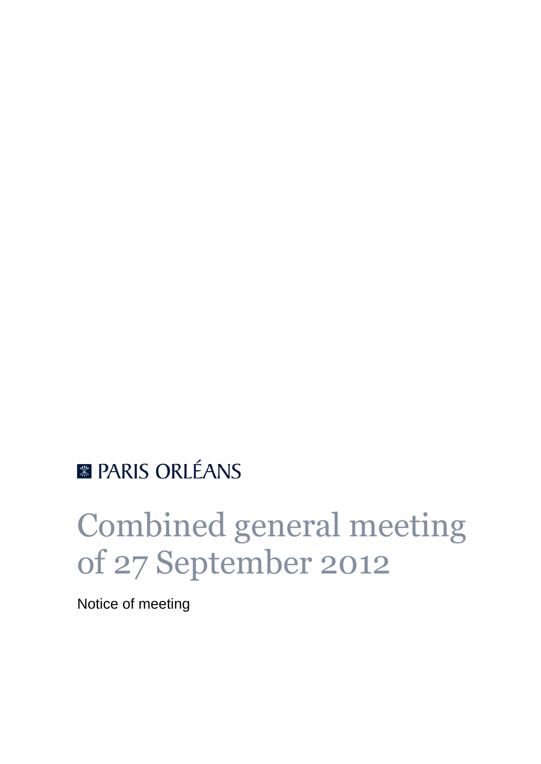PARIS ORLÉANS

# Combined general meeting of 27 September 2012

Notice of meeting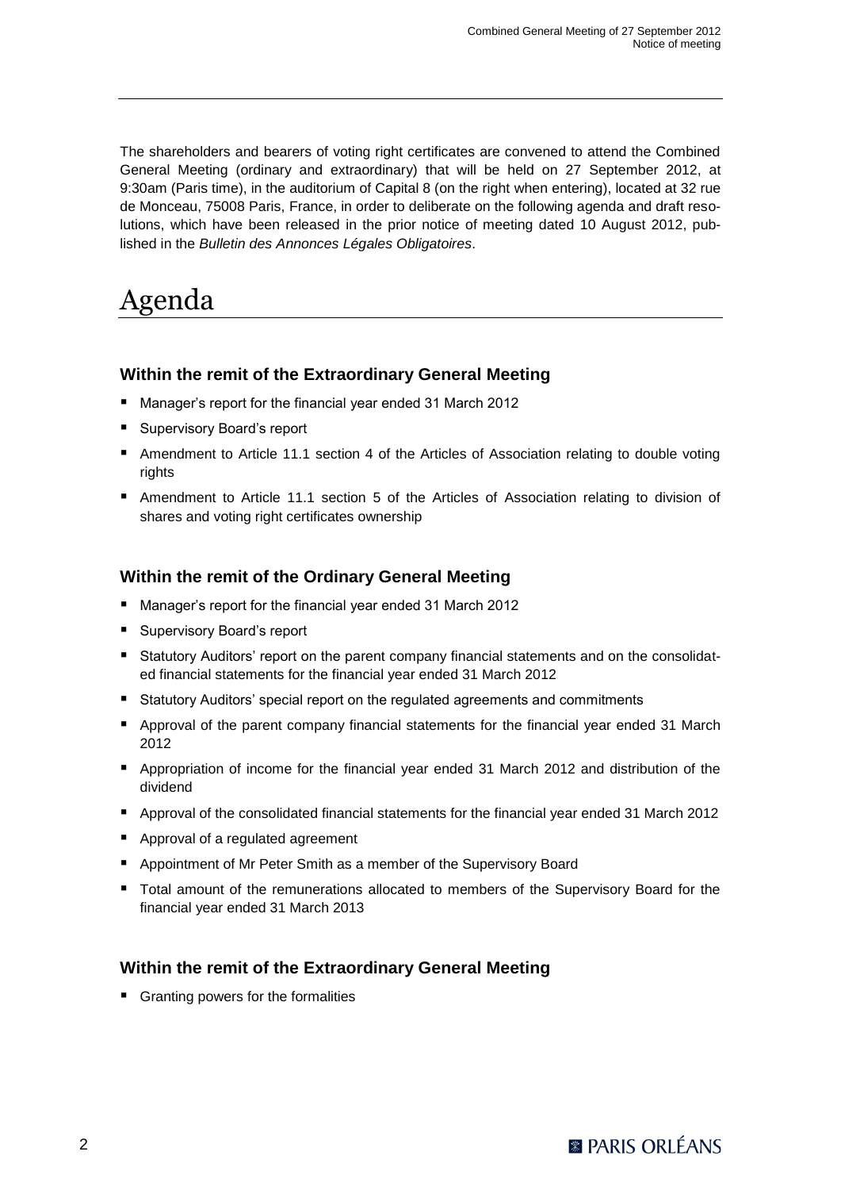The shareholders and bearers of voting right certificates are convened to attend the Combined General Meeting (ordinary and extraordinary) that will be held on 27 September 2012, at 9:30am (Paris time), in the auditorium of Capital 8 (on the right when entering), located at 32 rue de Monceau, 75008 Paris, France, in order to deliberate on the following agenda and draft resolutions, which have been released in the prior notice of meeting dated 10 August 2012, published in the *Bulletin des Annonces Légales Obligatoires*.

# Agenda

### Within the remit of the Extraordinary General Meeting

- Manager's report for the financial year ended 31 March 2012
- Supervisory Board's report
- Amendment to Article 11.1 section 4 of the Articles of Association relating to double voting rights
- Amendment to Article 11.1 section 5 of the Articles of Association relating to division of shares and voting right certificates ownership

### Within the remit of the Ordinary General Meeting

- Manager's report for the financial year ended 31 March 2012
- Supervisory Board's report
- Statutory Auditors' report on the parent company financial statements and on the consolidated financial statements for the financial year ended 31 March 2012
- Statutory Auditors' special report on the regulated agreements and commitments
- Approval of the parent company financial statements for the financial year ended 31 March 2012
- Appropriation of income for the financial year ended 31 March 2012 and distribution of the dividend
- Approval of the consolidated financial statements for the financial year ended 31 March 2012
- Approval of a regulated agreement
- Appointment of Mr Peter Smith as a member of the Supervisory Board
- Total amount of the remunerations allocated to members of the Supervisory Board for the financial year ended 31 March 2013

### Within the remit of the Extraordinary General Meeting

- Granting powers for the formalities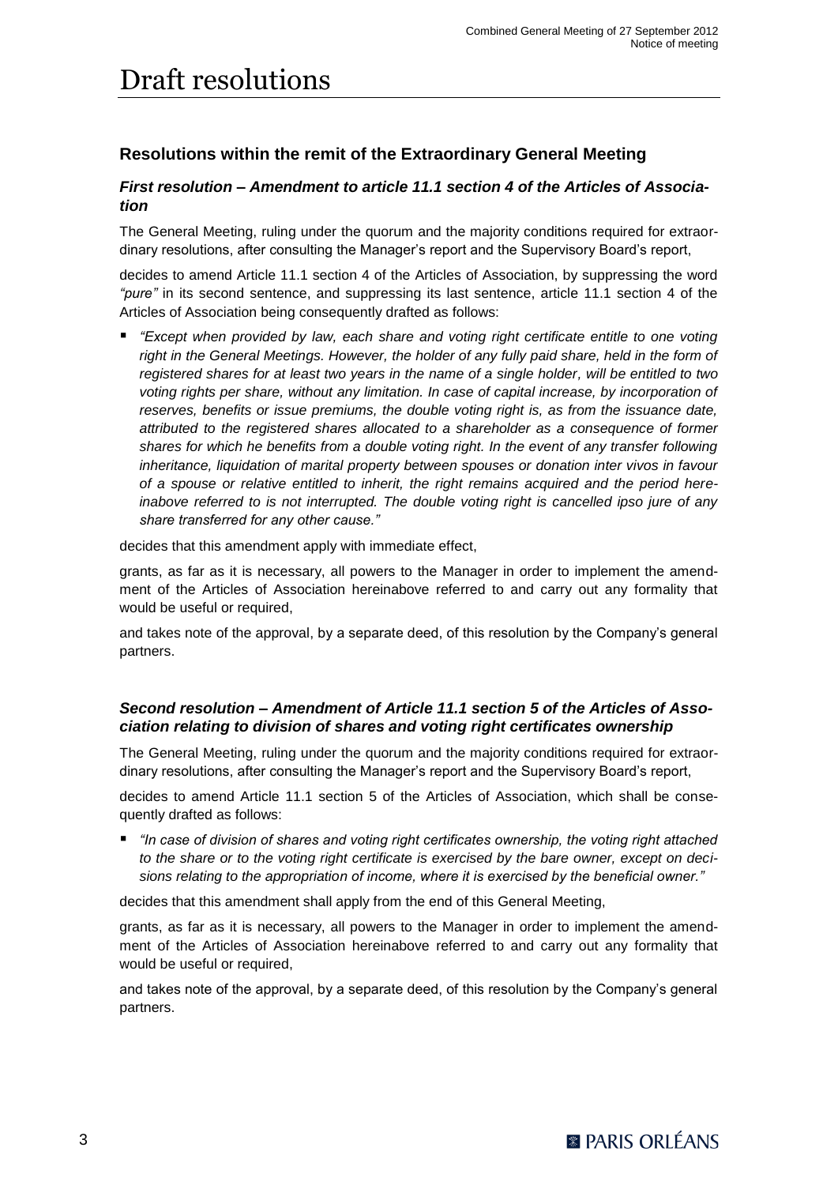# Draft resolutions

## Resolutions within the remit of the Extraordinary General Meeting

### *First resolution – Amendment to article 11.1 section 4 of the Articles of Association*

The General Meeting, ruling under the quorum and the majority conditions required for extraordinary resolutions, after consulting the Manager's report and the Supervisory Board's report,

decides to amend Article 11.1 section 4 of the Articles of Association, by suppressing the word *"pure"* in its second sentence, and suppressing its last sentence, article 11.1 section 4 of the Articles of Association being consequently drafted as follows:

- *"Except when provided by law, each share and voting right certificate entitle to one voting right in the General Meetings. However, the holder of any fully paid share, held in the form of registered shares for at least two years in the name of a single holder, will be entitled to two voting rights per share, without any limitation. In case of capital increase, by incorporation of reserves, benefits or issue premiums, the double voting right is, as from the issuance date, attributed to the registered shares allocated to a shareholder as a consequence of former shares for which he benefits from a double voting right. In the event of any transfer following inheritance, liquidation of marital property between spouses or donation inter vivos in favour of a spouse or relative entitled to inherit, the right remains acquired and the period hereinabove referred to is not interrupted. The double voting right is cancelled ipso jure of any share transferred for any other cause."*

decides that this amendment apply with immediate effect,

grants, as far as it is necessary, all powers to the Manager in order to implement the amendment of the Articles of Association hereinabove referred to and carry out any formality that would be useful or required,

and takes note of the approval, by a separate deed, of this resolution by the Company's general partners.

### *Second resolution – Amendment of Article 11.1 section 5 of the Articles of Association relating to division of shares and voting right certificates ownership*

The General Meeting, ruling under the quorum and the majority conditions required for extraordinary resolutions, after consulting the Manager's report and the Supervisory Board's report,

decides to amend Article 11.1 section 5 of the Articles of Association, which shall be consequently drafted as follows:

- *"In case of division of shares and voting right certificates ownership, the voting right attached to the share or to the voting right certificate is exercised by the bare owner, except on decisions relating to the appropriation of income, where it is exercised by the beneficial owner."*

decides that this amendment shall apply from the end of this General Meeting,

grants, as far as it is necessary, all powers to the Manager in order to implement the amendment of the Articles of Association hereinabove referred to and carry out any formality that would be useful or required,

and takes note of the approval, by a separate deed, of this resolution by the Company's general partners.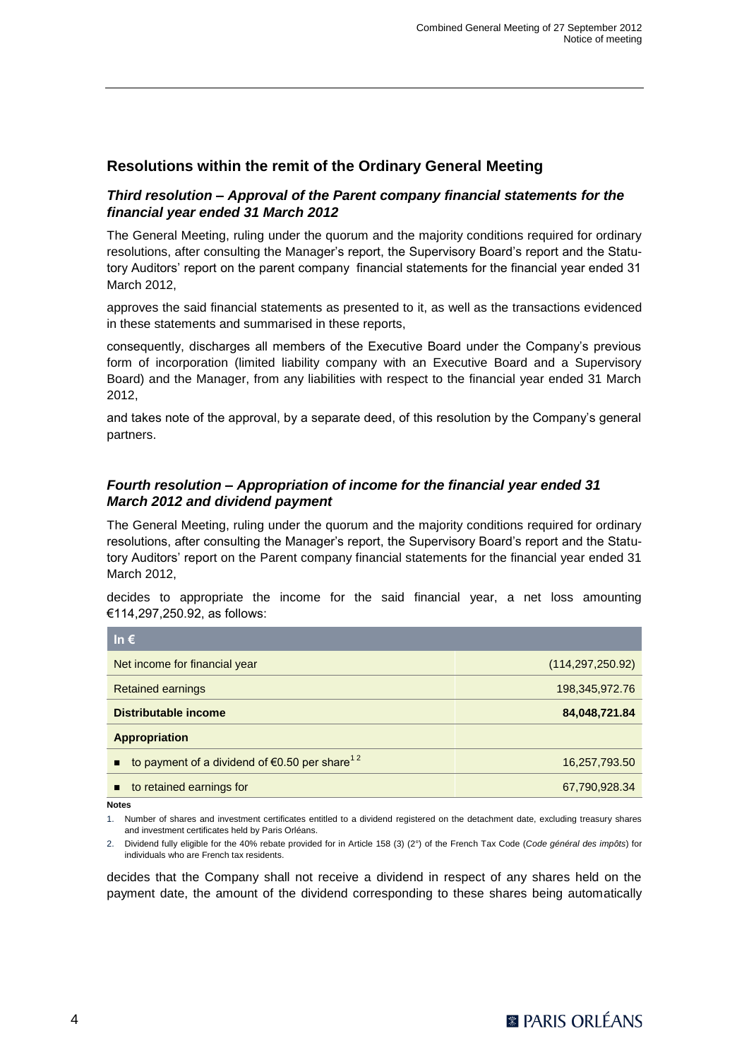## Resolutions within the remit of the Ordinary General Meeting

### *Third resolution – Approval of the Parent company financial statements for the financial year ended 31 March 2012*

The General Meeting, ruling under the quorum and the majority conditions required for ordinary resolutions, after consulting the Manager's report, the Supervisory Board's report and the Statutory Auditors' report on the parent company financial statements for the financial year ended 31 March 2012,

approves the said financial statements as presented to it, as well as the transactions evidenced in these statements and summarised in these reports,

consequently, discharges all members of the Executive Board under the Company's previous form of incorporation (limited liability company with an Executive Board and a Supervisory Board) and the Manager, from any liabilities with respect to the financial year ended 31 March 2012,

and takes note of the approval, by a separate deed, of this resolution by the Company's general partners.

### *Fourth resolution – Appropriation of income for the financial year ended 31 March 2012 and dividend payment*

The General Meeting, ruling under the quorum and the majority conditions required for ordinary resolutions, after consulting the Manager's report, the Supervisory Board's report and the Statutory Auditors' report on the Parent company financial statements for the financial year ended 31 March 2012,

decides to appropriate the income for the said financial year, a net loss amounting €114,297,250.92, as follows:

| In € | |
|---|---|
| Net income for financial year | (114,297,250.92) |
| Retained earnings | 198,345,972.76 |
| **Distributable income** | **84,048,721.84** |
| **Appropriation** | |
| ■ to payment of a dividend of €0.50 per share[1 2] | 16,257,793.50 |
| ■ to retained earnings for | 67,790,928.34 |

**Notes**

1. Number of shares and investment certificates entitled to a dividend registered on the detachment date, excluding treasury shares and investment certificates held by Paris Orléans.
2. Dividend fully eligible for the 40% rebate provided for in Article 158 (3) (2°) of the French Tax Code (*Code général des impôts*) for individuals who are French tax residents.

decides that the Company shall not receive a dividend in respect of any shares held on the payment date, the amount of the dividend corresponding to these shares being automatically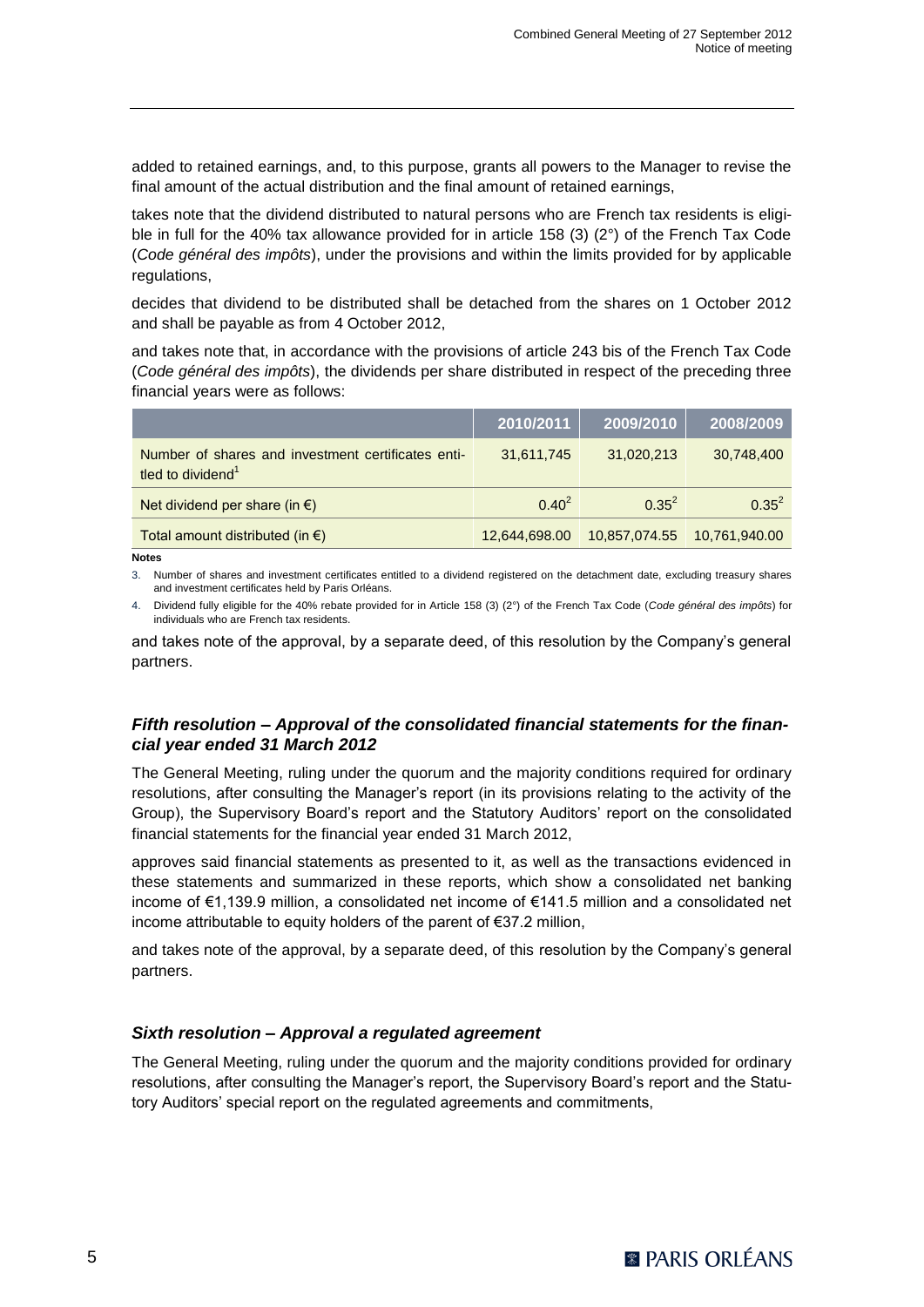added to retained earnings, and, to this purpose, grants all powers to the Manager to revise the final amount of the actual distribution and the final amount of retained earnings,

takes note that the dividend distributed to natural persons who are French tax residents is eligible in full for the 40% tax allowance provided for in article 158 (3) (2°) of the French Tax Code (*Code général des impôts*), under the provisions and within the limits provided for by applicable regulations,

decides that dividend to be distributed shall be detached from the shares on 1 October 2012 and shall be payable as from 4 October 2012,

and takes note that, in accordance with the provisions of article 243 bis of the French Tax Code (*Code général des impôts*), the dividends per share distributed in respect of the preceding three financial years were as follows:

| | 2010/2011 | 2009/2010 | 2008/2009 |
|---|---|---|---|
| Number of shares and investment certificates entitled to dividend[1] | 31,611,745 | 31,020,213 | 30,748,400 |
| Net dividend per share (in €) | 0.40[2] | 0.35[2] | 0.35[2] |
| Total amount distributed (in €) | 12,644,698.00 | 10,857,074.55 | 10,761,940.00 |

**Notes**

3. Number of shares and investment certificates entitled to a dividend registered on the detachment date, excluding treasury shares and investment certificates held by Paris Orléans.
4. Dividend fully eligible for the 40% rebate provided for in Article 158 (3) (2°) of the French Tax Code (*Code général des impôts*) for individuals who are French tax residents.

and takes note of the approval, by a separate deed, of this resolution by the Company's general partners.

### *Fifth resolution – Approval of the consolidated financial statements for the financial year ended 31 March 2012*

The General Meeting, ruling under the quorum and the majority conditions required for ordinary resolutions, after consulting the Manager's report (in its provisions relating to the activity of the Group), the Supervisory Board's report and the Statutory Auditors' report on the consolidated financial statements for the financial year ended 31 March 2012,

approves said financial statements as presented to it, as well as the transactions evidenced in these statements and summarized in these reports, which show a consolidated net banking income of €1,139.9 million, a consolidated net income of €141.5 million and a consolidated net income attributable to equity holders of the parent of €37.2 million,

and takes note of the approval, by a separate deed, of this resolution by the Company's general partners.

### *Sixth resolution – Approval a regulated agreement*

The General Meeting, ruling under the quorum and the majority conditions provided for ordinary resolutions, after consulting the Manager's report, the Supervisory Board's report and the Statutory Auditors' special report on the regulated agreements and commitments,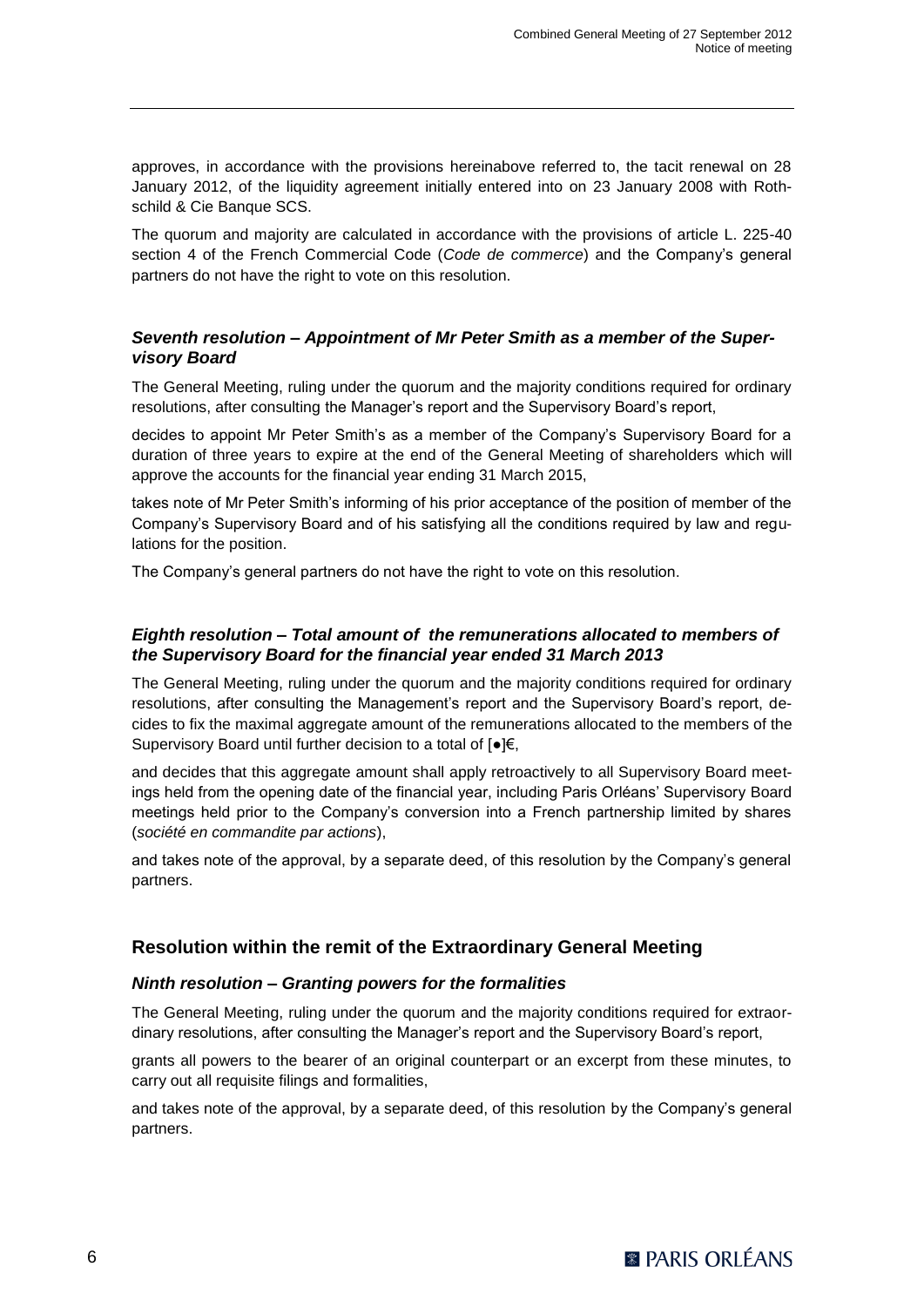approves, in accordance with the provisions hereinabove referred to, the tacit renewal on 28 January 2012, of the liquidity agreement initially entered into on 23 January 2008 with Rothschild & Cie Banque SCS.

The quorum and majority are calculated in accordance with the provisions of article L. 225-40 section 4 of the French Commercial Code (*Code de commerce*) and the Company's general partners do not have the right to vote on this resolution.

### *Seventh resolution – Appointment of Mr Peter Smith as a member of the Supervisory Board*

The General Meeting, ruling under the quorum and the majority conditions required for ordinary resolutions, after consulting the Manager's report and the Supervisory Board's report,

decides to appoint Mr Peter Smith's as a member of the Company's Supervisory Board for a duration of three years to expire at the end of the General Meeting of shareholders which will approve the accounts for the financial year ending 31 March 2015,

takes note of Mr Peter Smith's informing of his prior acceptance of the position of member of the Company's Supervisory Board and of his satisfying all the conditions required by law and regulations for the position.

The Company's general partners do not have the right to vote on this resolution.

### *Eighth resolution – Total amount of the remunerations allocated to members of the Supervisory Board for the financial year ended 31 March 2013*

The General Meeting, ruling under the quorum and the majority conditions required for ordinary resolutions, after consulting the Management's report and the Supervisory Board's report, decides to fix the maximal aggregate amount of the remunerations allocated to the members of the Supervisory Board until further decision to a total of [●]€,

and decides that this aggregate amount shall apply retroactively to all Supervisory Board meetings held from the opening date of the financial year, including Paris Orléans' Supervisory Board meetings held prior to the Company's conversion into a French partnership limited by shares (*société en commandite par actions*),

and takes note of the approval, by a separate deed, of this resolution by the Company's general partners.

## Resolution within the remit of the Extraordinary General Meeting

### *Ninth resolution – Granting powers for the formalities*

The General Meeting, ruling under the quorum and the majority conditions required for extraordinary resolutions, after consulting the Manager's report and the Supervisory Board's report,

grants all powers to the bearer of an original counterpart or an excerpt from these minutes, to carry out all requisite filings and formalities,

and takes note of the approval, by a separate deed, of this resolution by the Company's general partners.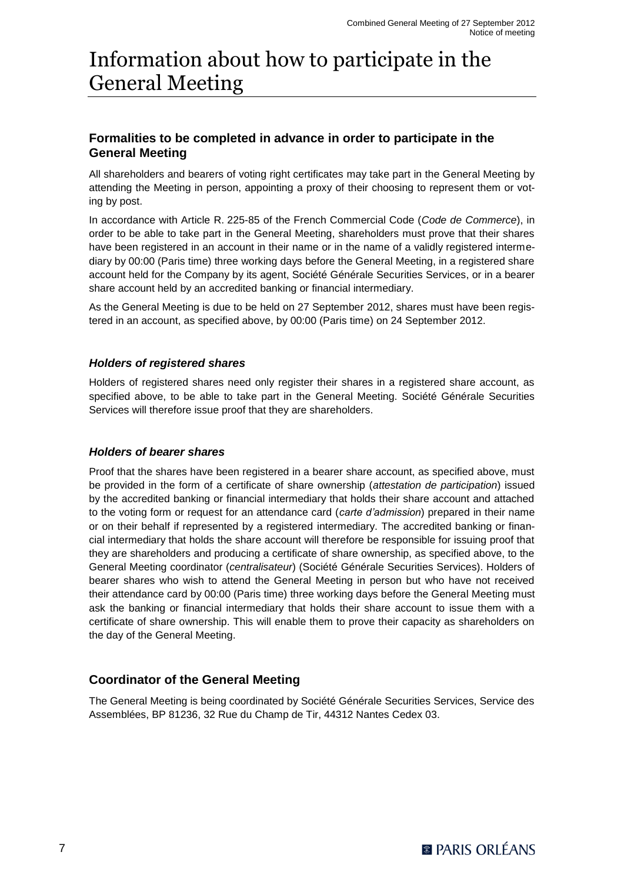# Information about how to participate in the General Meeting

## Formalities to be completed in advance in order to participate in the General Meeting

All shareholders and bearers of voting right certificates may take part in the General Meeting by attending the Meeting in person, appointing a proxy of their choosing to represent them or voting by post.

In accordance with Article R. 225-85 of the French Commercial Code (*Code de Commerce*), in order to be able to take part in the General Meeting, shareholders must prove that their shares have been registered in an account in their name or in the name of a validly registered intermediary by 00:00 (Paris time) three working days before the General Meeting, in a registered share account held for the Company by its agent, Société Générale Securities Services, or in a bearer share account held by an accredited banking or financial intermediary.

As the General Meeting is due to be held on 27 September 2012, shares must have been registered in an account, as specified above, by 00:00 (Paris time) on 24 September 2012.

### *Holders of registered shares*

Holders of registered shares need only register their shares in a registered share account, as specified above, to be able to take part in the General Meeting. Société Générale Securities Services will therefore issue proof that they are shareholders.

### *Holders of bearer shares*

Proof that the shares have been registered in a bearer share account, as specified above, must be provided in the form of a certificate of share ownership (*attestation de participation*) issued by the accredited banking or financial intermediary that holds their share account and attached to the voting form or request for an attendance card (*carte d'admission*) prepared in their name or on their behalf if represented by a registered intermediary. The accredited banking or financial intermediary that holds the share account will therefore be responsible for issuing proof that they are shareholders and producing a certificate of share ownership, as specified above, to the General Meeting coordinator (*centralisateur*) (Société Générale Securities Services). Holders of bearer shares who wish to attend the General Meeting in person but who have not received their attendance card by 00:00 (Paris time) three working days before the General Meeting must ask the banking or financial intermediary that holds their share account to issue them with a certificate of share ownership. This will enable them to prove their capacity as shareholders on the day of the General Meeting.

## Coordinator of the General Meeting

The General Meeting is being coordinated by Société Générale Securities Services, Service des Assemblées, BP 81236, 32 Rue du Champ de Tir, 44312 Nantes Cedex 03.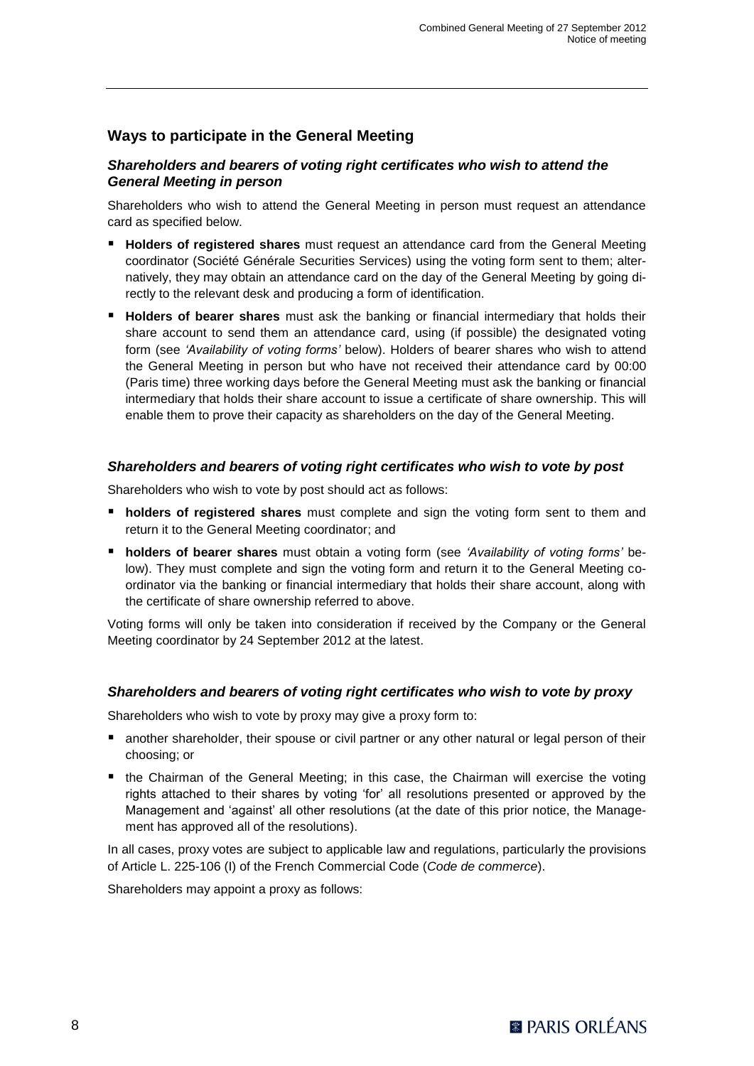## Ways to participate in the General Meeting

### *Shareholders and bearers of voting right certificates who wish to attend the General Meeting in person*

Shareholders who wish to attend the General Meeting in person must request an attendance card as specified below.

- **Holders of registered shares** must request an attendance card from the General Meeting coordinator (Société Générale Securities Services) using the voting form sent to them; alternatively, they may obtain an attendance card on the day of the General Meeting by going directly to the relevant desk and producing a form of identification.
- **Holders of bearer shares** must ask the banking or financial intermediary that holds their share account to send them an attendance card, using (if possible) the designated voting form (see *'Availability of voting forms'* below). Holders of bearer shares who wish to attend the General Meeting in person but who have not received their attendance card by 00:00 (Paris time) three working days before the General Meeting must ask the banking or financial intermediary that holds their share account to issue a certificate of share ownership. This will enable them to prove their capacity as shareholders on the day of the General Meeting.

### *Shareholders and bearers of voting right certificates who wish to vote by post*

Shareholders who wish to vote by post should act as follows:

- **holders of registered shares** must complete and sign the voting form sent to them and return it to the General Meeting coordinator; and
- **holders of bearer shares** must obtain a voting form (see *'Availability of voting forms'* below). They must complete and sign the voting form and return it to the General Meeting coordinator via the banking or financial intermediary that holds their share account, along with the certificate of share ownership referred to above.

Voting forms will only be taken into consideration if received by the Company or the General Meeting coordinator by 24 September 2012 at the latest.

### *Shareholders and bearers of voting right certificates who wish to vote by proxy*

Shareholders who wish to vote by proxy may give a proxy form to:

- another shareholder, their spouse or civil partner or any other natural or legal person of their choosing; or
- the Chairman of the General Meeting; in this case, the Chairman will exercise the voting rights attached to their shares by voting 'for' all resolutions presented or approved by the Management and 'against' all other resolutions (at the date of this prior notice, the Management has approved all of the resolutions).

In all cases, proxy votes are subject to applicable law and regulations, particularly the provisions of Article L. 225-106 (I) of the French Commercial Code (*Code de commerce*).

Shareholders may appoint a proxy as follows: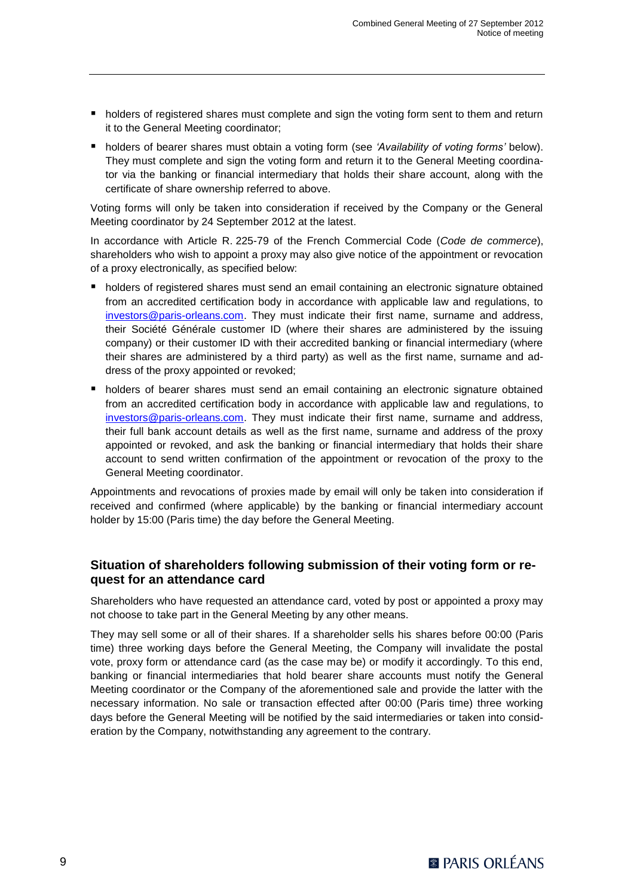- holders of registered shares must complete and sign the voting form sent to them and return it to the General Meeting coordinator;
- holders of bearer shares must obtain a voting form (see *'Availability of voting forms'* below). They must complete and sign the voting form and return it to the General Meeting coordinator via the banking or financial intermediary that holds their share account, along with the certificate of share ownership referred to above.

Voting forms will only be taken into consideration if received by the Company or the General Meeting coordinator by 24 September 2012 at the latest.

In accordance with Article R. 225-79 of the French Commercial Code (*Code de commerce*), shareholders who wish to appoint a proxy may also give notice of the appointment or revocation of a proxy electronically, as specified below:

- holders of registered shares must send an email containing an electronic signature obtained from an accredited certification body in accordance with applicable law and regulations, to investors@paris-orleans.com. They must indicate their first name, surname and address, their Société Générale customer ID (where their shares are administered by the issuing company) or their customer ID with their accredited banking or financial intermediary (where their shares are administered by a third party) as well as the first name, surname and address of the proxy appointed or revoked;
- holders of bearer shares must send an email containing an electronic signature obtained from an accredited certification body in accordance with applicable law and regulations, to investors@paris-orleans.com. They must indicate their first name, surname and address, their full bank account details as well as the first name, surname and address of the proxy appointed or revoked, and ask the banking or financial intermediary that holds their share account to send written confirmation of the appointment or revocation of the proxy to the General Meeting coordinator.

Appointments and revocations of proxies made by email will only be taken into consideration if received and confirmed (where applicable) by the banking or financial intermediary account holder by 15:00 (Paris time) the day before the General Meeting.

## Situation of shareholders following submission of their voting form or request for an attendance card

Shareholders who have requested an attendance card, voted by post or appointed a proxy may not choose to take part in the General Meeting by any other means.

They may sell some or all of their shares. If a shareholder sells his shares before 00:00 (Paris time) three working days before the General Meeting, the Company will invalidate the postal vote, proxy form or attendance card (as the case may be) or modify it accordingly. To this end, banking or financial intermediaries that hold bearer share accounts must notify the General Meeting coordinator or the Company of the aforementioned sale and provide the latter with the necessary information. No sale or transaction effected after 00:00 (Paris time) three working days before the General Meeting will be notified by the said intermediaries or taken into consideration by the Company, notwithstanding any agreement to the contrary.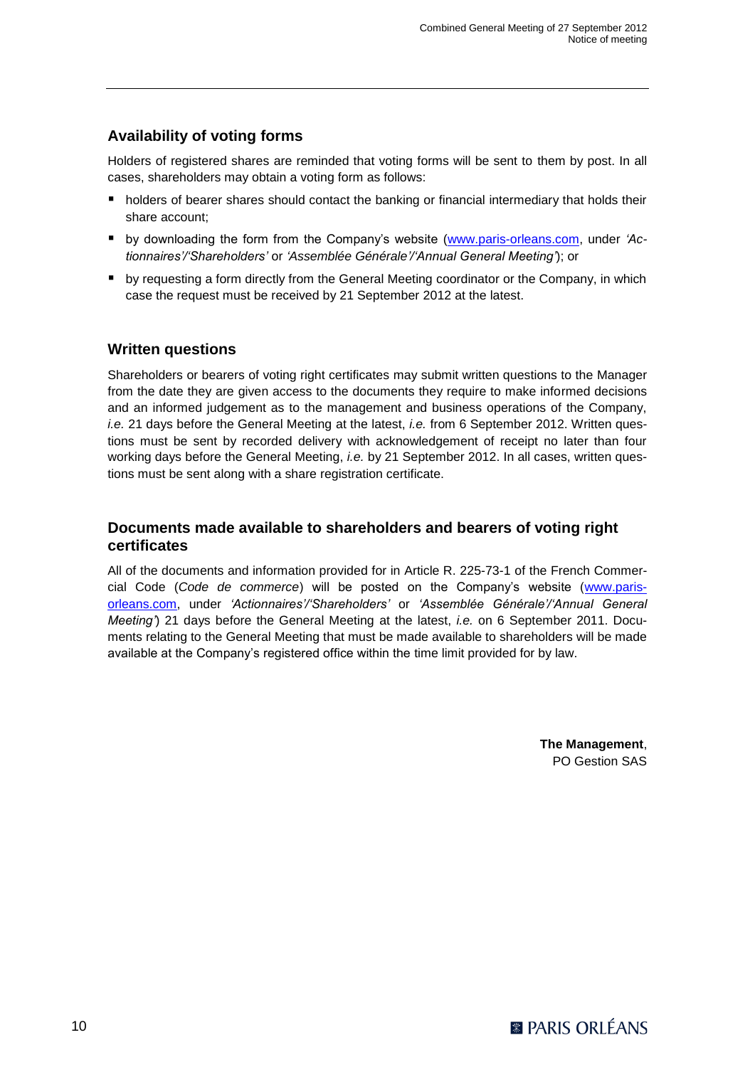## Availability of voting forms

Holders of registered shares are reminded that voting forms will be sent to them by post. In all cases, shareholders may obtain a voting form as follows:

- holders of bearer shares should contact the banking or financial intermediary that holds their share account;
- by downloading the form from the Company's website ([www.paris-orleans.com](http://www.paris-orleans.com), under *'Actionnaires'/'Shareholders'* or *'Assemblée Générale'/'Annual General Meeting'*); or
- by requesting a form directly from the General Meeting coordinator or the Company, in which case the request must be received by 21 September 2012 at the latest.

## Written questions

Shareholders or bearers of voting right certificates may submit written questions to the Manager from the date they are given access to the documents they require to make informed decisions and an informed judgement as to the management and business operations of the Company, *i.e.* 21 days before the General Meeting at the latest, *i.e.* from 6 September 2012. Written questions must be sent by recorded delivery with acknowledgement of receipt no later than four working days before the General Meeting, *i.e.* by 21 September 2012. In all cases, written questions must be sent along with a share registration certificate.

## Documents made available to shareholders and bearers of voting right certificates

All of the documents and information provided for in Article R. 225-73-1 of the French Commercial Code (*Code de commerce*) will be posted on the Company's website ([www.paris-orleans.com](http://www.paris-orleans.com), under *'Actionnaires'/'Shareholders'* or *'Assemblée Générale'/'Annual General Meeting'*) 21 days before the General Meeting at the latest, *i.e.* on 6 September 2011. Documents relating to the General Meeting that must be made available to shareholders will be made available at the Company's registered office within the time limit provided for by law.

**The Management**,
PO Gestion SAS